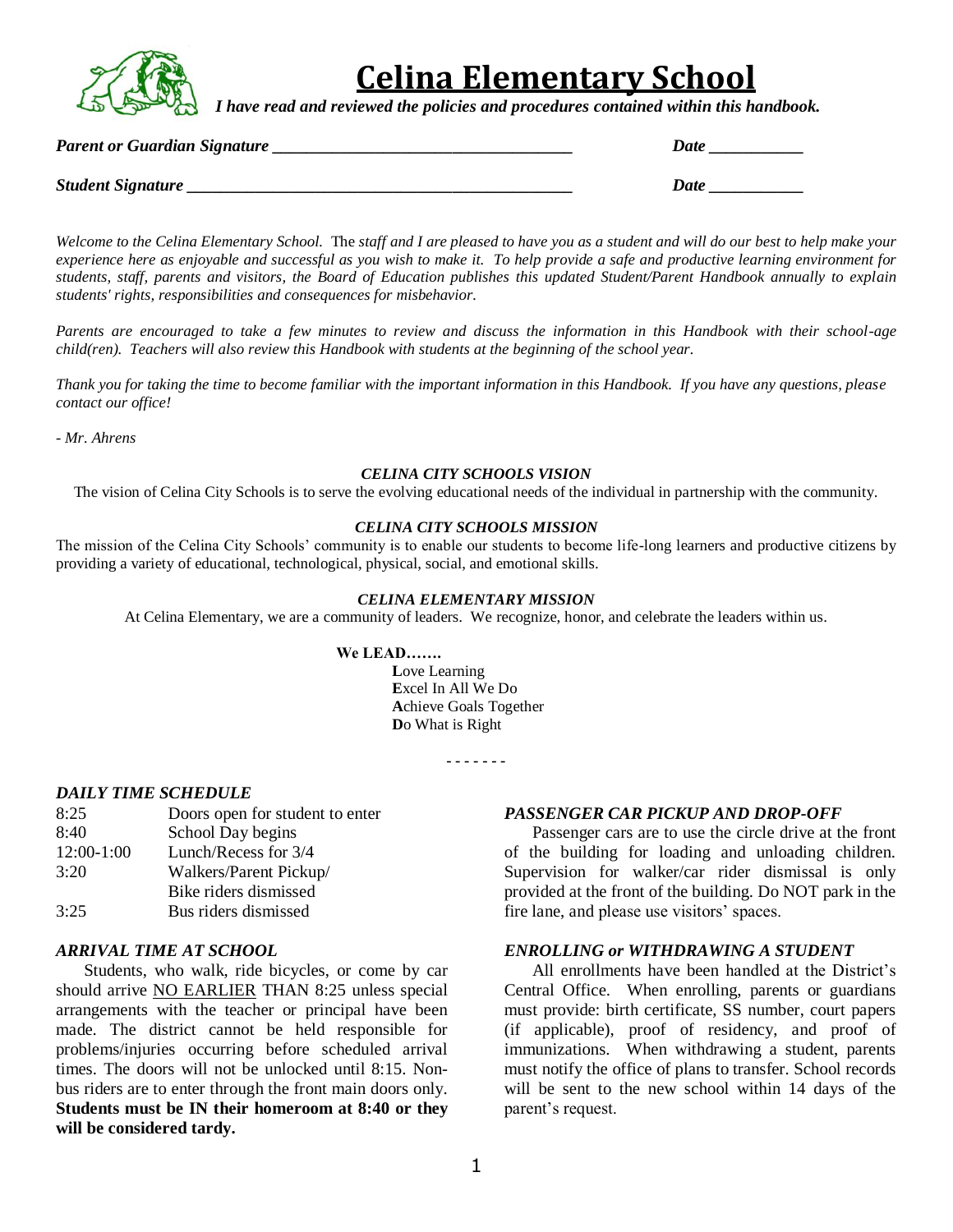# Celina Elementary School

***I have read and reviewed the policies and procedures contained within this handbook.***

***Parent or Guardian Signature*** ___________________________________ ***Date*** ___________

***Student Signature*** ______________________________________________ ***Date*** ___________

*Welcome to the Celina Elementary School.* The *staff and I are pleased to have you as a student and will do our best to help make your experience here as enjoyable and successful as you wish to make it. To help provide a safe and productive learning environment for students, staff, parents and visitors, the Board of Education publishes this updated Student/Parent Handbook annually to explain students' rights, responsibilities and consequences for misbehavior.*

*Parents are encouraged to take a few minutes to review and discuss the information in this Handbook with their school-age child(ren). Teachers will also review this Handbook with students at the beginning of the school year.*

*Thank you for taking the time to become familiar with the important information in this Handbook. If you have any questions, please contact our office!*

*- Mr. Ahrens*

### *CELINA CITY SCHOOLS VISION*

The vision of Celina City Schools is to serve the evolving educational needs of the individual in partnership with the community.

### *CELINA CITY SCHOOLS MISSION*

The mission of the Celina City Schools' community is to enable our students to become life-long learners and productive citizens by providing a variety of educational, technological, physical, social, and emotional skills.

### *CELINA ELEMENTARY MISSION*

At Celina Elementary, we are a community of leaders. We recognize, honor, and celebrate the leaders within us.

**We LEAD…….**

**L**ove Learning
**E**xcel In All We Do
**A**chieve Goals Together
**D**o What is Right

- - - - - - -

### *DAILY TIME SCHEDULE*

| | |
|---|---|
| 8:25 | Doors open for student to enter |
| 8:40 | School Day begins |
| 12:00-1:00 | Lunch/Recess for 3/4 |
| 3:20 | Walkers/Parent Pickup/ Bike riders dismissed |
| 3:25 | Bus riders dismissed |

### *ARRIVAL TIME AT SCHOOL*

Students, who walk, ride bicycles, or come by car should arrive NO EARLIER THAN 8:25 unless special arrangements with the teacher or principal have been made. The district cannot be held responsible for problems/injuries occurring before scheduled arrival times. The doors will not be unlocked until 8:15. Non-bus riders are to enter through the front main doors only. **Students must be IN their homeroom at 8:40 or they will be considered tardy.**

### *PASSENGER CAR PICKUP AND DROP-OFF*

Passenger cars are to use the circle drive at the front of the building for loading and unloading children. Supervision for walker/car rider dismissal is only provided at the front of the building. Do NOT park in the fire lane, and please use visitors' spaces.

### *ENROLLING or WITHDRAWING A STUDENT*

All enrollments have been handled at the District's Central Office. When enrolling, parents or guardians must provide: birth certificate, SS number, court papers (if applicable), proof of residency, and proof of immunizations. When withdrawing a student, parents must notify the office of plans to transfer. School records will be sent to the new school within 14 days of the parent's request.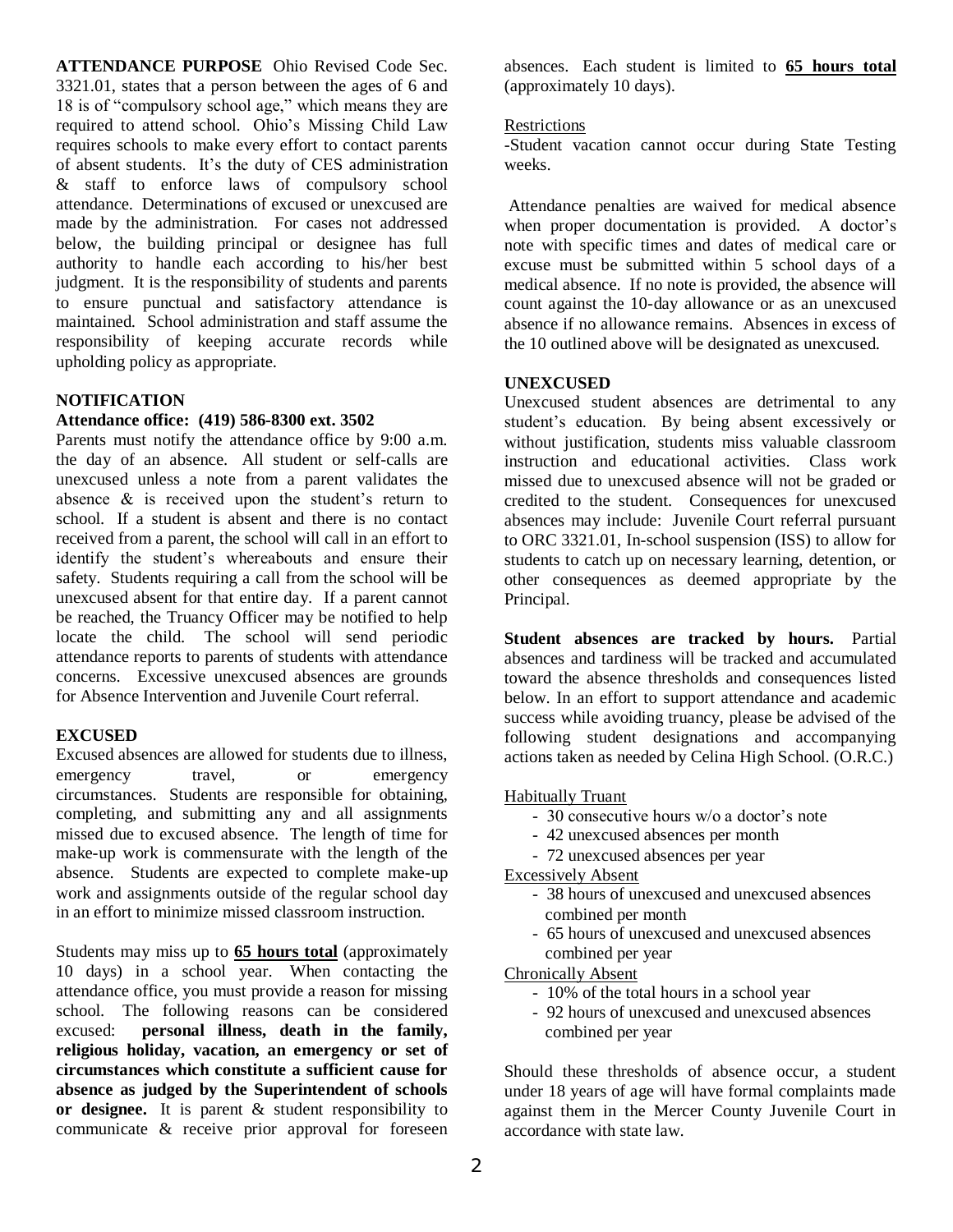**ATTENDANCE PURPOSE** Ohio Revised Code Sec. 3321.01, states that a person between the ages of 6 and 18 is of "compulsory school age," which means they are required to attend school. Ohio's Missing Child Law requires schools to make every effort to contact parents of absent students. It's the duty of CES administration & staff to enforce laws of compulsory school attendance. Determinations of excused or unexcused are made by the administration. For cases not addressed below, the building principal or designee has full authority to handle each according to his/her best judgment. It is the responsibility of students and parents to ensure punctual and satisfactory attendance is maintained. School administration and staff assume the responsibility of keeping accurate records while upholding policy as appropriate.

**NOTIFICATION**

**Attendance office: (419) 586-8300 ext. 3502**

Parents must notify the attendance office by 9:00 a.m. the day of an absence. All student or self-calls are unexcused unless a note from a parent validates the absence & is received upon the student's return to school. If a student is absent and there is no contact received from a parent, the school will call in an effort to identify the student's whereabouts and ensure their safety. Students requiring a call from the school will be unexcused absent for that entire day. If a parent cannot be reached, the Truancy Officer may be notified to help locate the child. The school will send periodic attendance reports to parents of students with attendance concerns. Excessive unexcused absences are grounds for Absence Intervention and Juvenile Court referral.

**EXCUSED**

Excused absences are allowed for students due to illness, emergency travel, or emergency circumstances. Students are responsible for obtaining, completing, and submitting any and all assignments missed due to excused absence. The length of time for make-up work is commensurate with the length of the absence. Students are expected to complete make-up work and assignments outside of the regular school day in an effort to minimize missed classroom instruction.

Students may miss up to **65 hours total** (approximately 10 days) in a school year. When contacting the attendance office, you must provide a reason for missing school. The following reasons can be considered excused: **personal illness, death in the family, religious holiday, vacation, an emergency or set of circumstances which constitute a sufficient cause for absence as judged by the Superintendent of schools or designee.** It is parent & student responsibility to communicate & receive prior approval for foreseen absences. Each student is limited to **65 hours total** (approximately 10 days).

Restrictions

-Student vacation cannot occur during State Testing weeks.

Attendance penalties are waived for medical absence when proper documentation is provided. A doctor's note with specific times and dates of medical care or excuse must be submitted within 5 school days of a medical absence. If no note is provided, the absence will count against the 10-day allowance or as an unexcused absence if no allowance remains. Absences in excess of the 10 outlined above will be designated as unexcused.

**UNEXCUSED**

Unexcused student absences are detrimental to any student's education. By being absent excessively or without justification, students miss valuable classroom instruction and educational activities. Class work missed due to unexcused absence will not be graded or credited to the student. Consequences for unexcused absences may include: Juvenile Court referral pursuant to ORC 3321.01, In-school suspension (ISS) to allow for students to catch up on necessary learning, detention, or other consequences as deemed appropriate by the Principal.

**Student absences are tracked by hours.** Partial absences and tardiness will be tracked and accumulated toward the absence thresholds and consequences listed below. In an effort to support attendance and academic success while avoiding truancy, please be advised of the following student designations and accompanying actions taken as needed by Celina High School. (O.R.C.)

Habitually Truant

- 30 consecutive hours w/o a doctor's note
- 42 unexcused absences per month
- 72 unexcused absences per year

Excessively Absent

- 38 hours of unexcused and unexcused absences combined per month
- 65 hours of unexcused and unexcused absences combined per year

Chronically Absent

- 10% of the total hours in a school year
- 92 hours of unexcused and unexcused absences combined per year

Should these thresholds of absence occur, a student under 18 years of age will have formal complaints made against them in the Mercer County Juvenile Court in accordance with state law.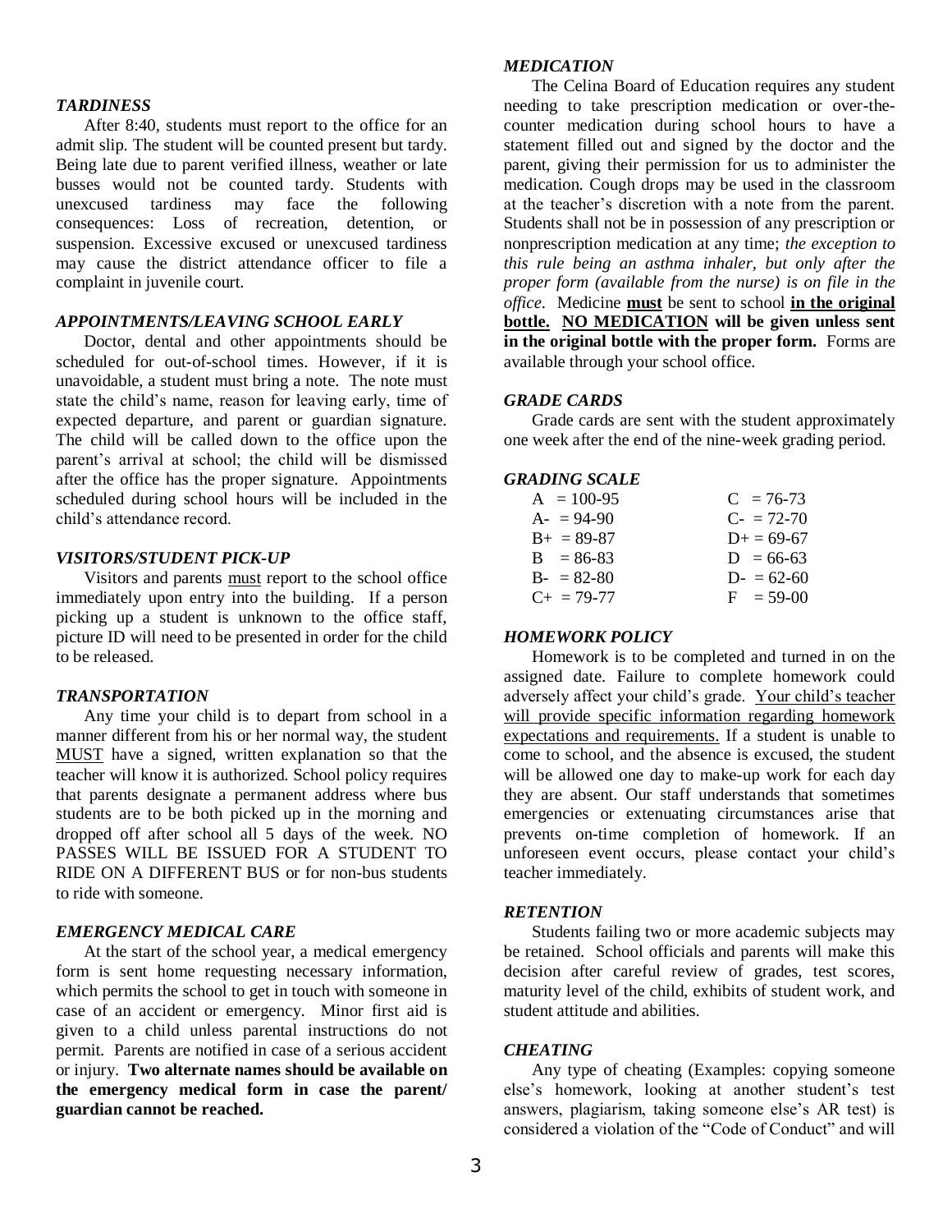### *TARDINESS*

After 8:40, students must report to the office for an admit slip. The student will be counted present but tardy. Being late due to parent verified illness, weather or late busses would not be counted tardy. Students with unexcused tardiness may face the following consequences: Loss of recreation, detention, or suspension. Excessive excused or unexcused tardiness may cause the district attendance officer to file a complaint in juvenile court.

### *APPOINTMENTS/LEAVING SCHOOL EARLY*

Doctor, dental and other appointments should be scheduled for out-of-school times. However, if it is unavoidable, a student must bring a note. The note must state the child's name, reason for leaving early, time of expected departure, and parent or guardian signature. The child will be called down to the office upon the parent's arrival at school; the child will be dismissed after the office has the proper signature. Appointments scheduled during school hours will be included in the child's attendance record.

### *VISITORS/STUDENT PICK-UP*

Visitors and parents must report to the school office immediately upon entry into the building. If a person picking up a student is unknown to the office staff, picture ID will need to be presented in order for the child to be released.

### *TRANSPORTATION*

Any time your child is to depart from school in a manner different from his or her normal way, the student MUST have a signed, written explanation so that the teacher will know it is authorized. School policy requires that parents designate a permanent address where bus students are to be both picked up in the morning and dropped off after school all 5 days of the week. NO PASSES WILL BE ISSUED FOR A STUDENT TO RIDE ON A DIFFERENT BUS or for non-bus students to ride with someone.

### *EMERGENCY MEDICAL CARE*

At the start of the school year, a medical emergency form is sent home requesting necessary information, which permits the school to get in touch with someone in case of an accident or emergency. Minor first aid is given to a child unless parental instructions do not permit. Parents are notified in case of a serious accident or injury. **Two alternate names should be available on the emergency medical form in case the parent/ guardian cannot be reached.**

### *MEDICATION*

The Celina Board of Education requires any student needing to take prescription medication or over-the-counter medication during school hours to have a statement filled out and signed by the doctor and the parent, giving their permission for us to administer the medication. Cough drops may be used in the classroom at the teacher's discretion with a note from the parent. Students shall not be in possession of any prescription or nonprescription medication at any time; *the exception to this rule being an asthma inhaler, but only after the proper form (available from the nurse) is on file in the office*. Medicine **must** be sent to school **in the original bottle. NO MEDICATION will be given unless sent in the original bottle with the proper form.** Forms are available through your school office.

### *GRADE CARDS*

Grade cards are sent with the student approximately one week after the end of the nine-week grading period.

### *GRADING SCALE*

| | |
|---|---|
| A = 100-95 | C = 76-73 |
| A- = 94-90 | C- = 72-70 |
| B+ = 89-87 | D+ = 69-67 |
| B = 86-83 | D = 66-63 |
| B- = 82-80 | D- = 62-60 |
| C+ = 79-77 | F = 59-00 |

### *HOMEWORK POLICY*

Homework is to be completed and turned in on the assigned date. Failure to complete homework could adversely affect your child's grade. Your child's teacher will provide specific information regarding homework expectations and requirements. If a student is unable to come to school, and the absence is excused, the student will be allowed one day to make-up work for each day they are absent. Our staff understands that sometimes emergencies or extenuating circumstances arise that prevents on-time completion of homework. If an unforeseen event occurs, please contact your child's teacher immediately.

### *RETENTION*

Students failing two or more academic subjects may be retained. School officials and parents will make this decision after careful review of grades, test scores, maturity level of the child, exhibits of student work, and student attitude and abilities.

### *CHEATING*

Any type of cheating (Examples: copying someone else's homework, looking at another student's test answers, plagiarism, taking someone else's AR test) is considered a violation of the "Code of Conduct" and will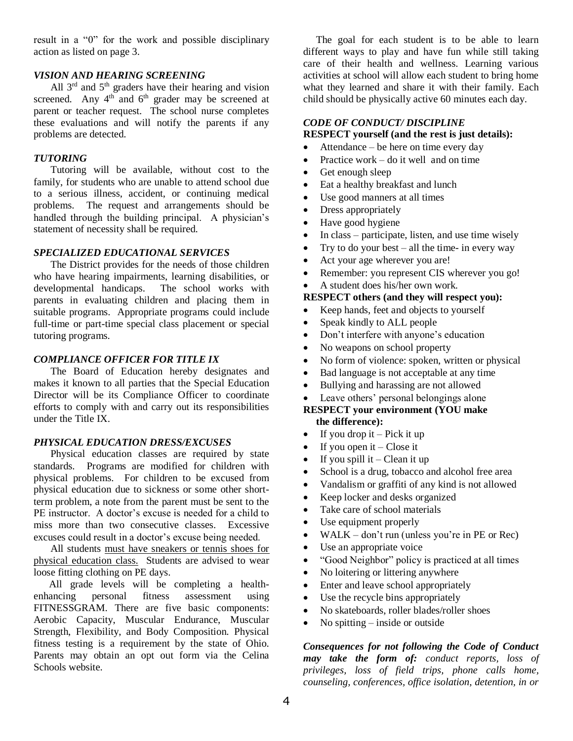result in a “0” for the work and possible disciplinary action as listed on page 3.

### *VISION AND HEARING SCREENING*

All 3rd and 5th graders have their hearing and vision screened. Any 4th and 6th grader may be screened at parent or teacher request. The school nurse completes these evaluations and will notify the parents if any problems are detected.

### *TUTORING*

Tutoring will be available, without cost to the family, for students who are unable to attend school due to a serious illness, accident, or continuing medical problems. The request and arrangements should be handled through the building principal. A physician’s statement of necessity shall be required.

### *SPECIALIZED EDUCATIONAL SERVICES*

The District provides for the needs of those children who have hearing impairments, learning disabilities, or developmental handicaps. The school works with parents in evaluating children and placing them in suitable programs. Appropriate programs could include full-time or part-time special class placement or special tutoring programs.

### *COMPLIANCE OFFICER FOR TITLE IX*

The Board of Education hereby designates and makes it known to all parties that the Special Education Director will be its Compliance Officer to coordinate efforts to comply with and carry out its responsibilities under the Title IX.

### *PHYSICAL EDUCATION DRESS/EXCUSES*

Physical education classes are required by state standards. Programs are modified for children with physical problems. For children to be excused from physical education due to sickness or some other short-term problem, a note from the parent must be sent to the PE instructor. A doctor’s excuse is needed for a child to miss more than two consecutive classes. Excessive excuses could result in a doctor’s excuse being needed.

All students must have sneakers or tennis shoes for physical education class. Students are advised to wear loose fitting clothing on PE days.

All grade levels will be completing a health-enhancing personal fitness assessment using FITNESSGRAM. There are five basic components: Aerobic Capacity, Muscular Endurance, Muscular Strength, Flexibility, and Body Composition. Physical fitness testing is a requirement by the state of Ohio. Parents may obtain an opt out form via the Celina Schools website.

The goal for each student is to be able to learn different ways to play and have fun while still taking care of their health and wellness. Learning various activities at school will allow each student to bring home what they learned and share it with their family. Each child should be physically active 60 minutes each day.

### *CODE OF CONDUCT/ DISCIPLINE*

**RESPECT yourself (and the rest is just details):**

- Attendance – be here on time every day
- Practice work – do it well and on time
- Get enough sleep
- Eat a healthy breakfast and lunch
- Use good manners at all times
- Dress appropriately
- Have good hygiene
- In class – participate, listen, and use time wisely
- Try to do your best – all the time- in every way
- Act your age wherever you are!
- Remember: you represent CIS wherever you go!
- A student does his/her own work.

**RESPECT others (and they will respect you):**

- Keep hands, feet and objects to yourself
- Speak kindly to ALL people
- Don’t interfere with anyone’s education
- No weapons on school property
- No form of violence: spoken, written or physical
- Bad language is not acceptable at any time
- Bullying and harassing are not allowed
- Leave others’ personal belongings alone

**RESPECT your environment (YOU make the difference):**

- If you drop it – Pick it up
- If you open it – Close it
- If you spill it – Clean it up
- School is a drug, tobacco and alcohol free area
- Vandalism or graffiti of any kind is not allowed
- Keep locker and desks organized
- Take care of school materials
- Use equipment properly
- WALK – don’t run (unless you’re in PE or Rec)
- Use an appropriate voice
- “Good Neighbor” policy is practiced at all times
- No loitering or littering anywhere
- Enter and leave school appropriately
- Use the recycle bins appropriately
- No skateboards, roller blades/roller shoes
- No spitting – inside or outside

***Consequences for not following the Code of Conduct may take the form of:*** *conduct reports, loss of privileges, loss of field trips, phone calls home, counseling, conferences, office isolation, detention, in or*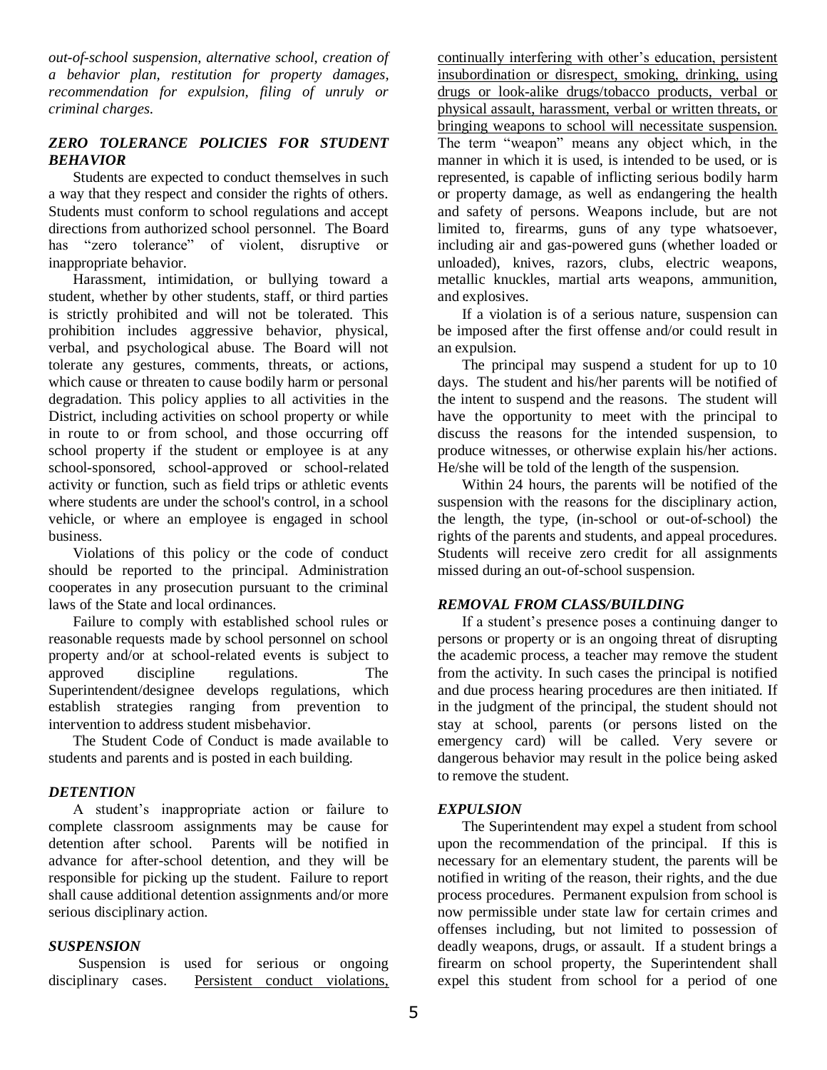*out-of-school suspension, alternative school, creation of a behavior plan, restitution for property damages, recommendation for expulsion, filing of unruly or criminal charges.*

### *ZERO TOLERANCE POLICIES FOR STUDENT BEHAVIOR*

Students are expected to conduct themselves in such a way that they respect and consider the rights of others. Students must conform to school regulations and accept directions from authorized school personnel. The Board has "zero tolerance" of violent, disruptive or inappropriate behavior.

Harassment, intimidation, or bullying toward a student, whether by other students, staff, or third parties is strictly prohibited and will not be tolerated. This prohibition includes aggressive behavior, physical, verbal, and psychological abuse. The Board will not tolerate any gestures, comments, threats, or actions, which cause or threaten to cause bodily harm or personal degradation. This policy applies to all activities in the District, including activities on school property or while in route to or from school, and those occurring off school property if the student or employee is at any school-sponsored, school-approved or school-related activity or function, such as field trips or athletic events where students are under the school's control, in a school vehicle, or where an employee is engaged in school business.

Violations of this policy or the code of conduct should be reported to the principal. Administration cooperates in any prosecution pursuant to the criminal laws of the State and local ordinances.

Failure to comply with established school rules or reasonable requests made by school personnel on school property and/or at school-related events is subject to approved discipline regulations. The Superintendent/designee develops regulations, which establish strategies ranging from prevention to intervention to address student misbehavior.

The Student Code of Conduct is made available to students and parents and is posted in each building.

### *DETENTION*

A student's inappropriate action or failure to complete classroom assignments may be cause for detention after school. Parents will be notified in advance for after-school detention, and they will be responsible for picking up the student. Failure to report shall cause additional detention assignments and/or more serious disciplinary action.

### *SUSPENSION*

Suspension is used for serious or ongoing disciplinary cases. <u>Persistent conduct violations, continually interfering with other's education, persistent insubordination or disrespect, smoking, drinking, using drugs or look-alike drugs/tobacco products, verbal or physical assault, harassment, verbal or written threats, or bringing weapons to school will necessitate suspension.</u> The term "weapon" means any object which, in the manner in which it is used, is intended to be used, or is represented, is capable of inflicting serious bodily harm or property damage, as well as endangering the health and safety of persons. Weapons include, but are not limited to, firearms, guns of any type whatsoever, including air and gas-powered guns (whether loaded or unloaded), knives, razors, clubs, electric weapons, metallic knuckles, martial arts weapons, ammunition, and explosives.

If a violation is of a serious nature, suspension can be imposed after the first offense and/or could result in an expulsion.

The principal may suspend a student for up to 10 days. The student and his/her parents will be notified of the intent to suspend and the reasons. The student will have the opportunity to meet with the principal to discuss the reasons for the intended suspension, to produce witnesses, or otherwise explain his/her actions. He/she will be told of the length of the suspension.

Within 24 hours, the parents will be notified of the suspension with the reasons for the disciplinary action, the length, the type, (in-school or out-of-school) the rights of the parents and students, and appeal procedures. Students will receive zero credit for all assignments missed during an out-of-school suspension.

### *REMOVAL FROM CLASS/BUILDING*

If a student's presence poses a continuing danger to persons or property or is an ongoing threat of disrupting the academic process, a teacher may remove the student from the activity. In such cases the principal is notified and due process hearing procedures are then initiated. If in the judgment of the principal, the student should not stay at school, parents (or persons listed on the emergency card) will be called. Very severe or dangerous behavior may result in the police being asked to remove the student.

### *EXPULSION*

The Superintendent may expel a student from school upon the recommendation of the principal. If this is necessary for an elementary student, the parents will be notified in writing of the reason, their rights, and the due process procedures. Permanent expulsion from school is now permissible under state law for certain crimes and offenses including, but not limited to possession of deadly weapons, drugs, or assault. If a student brings a firearm on school property, the Superintendent shall expel this student from school for a period of one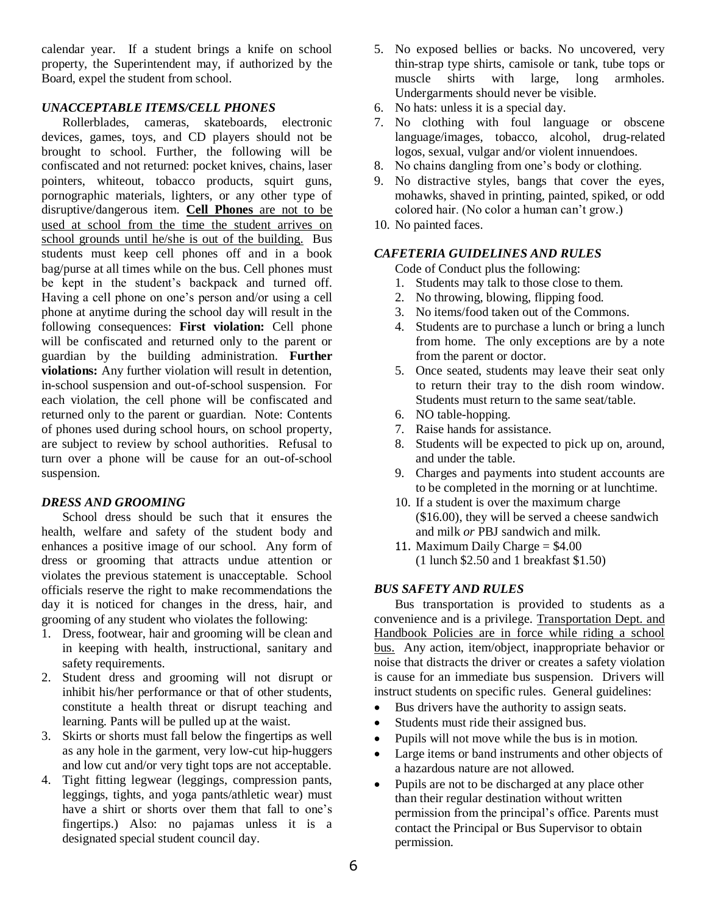calendar year. If a student brings a knife on school property, the Superintendent may, if authorized by the Board, expel the student from school.

### *UNACCEPTABLE ITEMS/CELL PHONES*

Rollerblades, cameras, skateboards, electronic devices, games, toys, and CD players should not be brought to school. Further, the following will be confiscated and not returned: pocket knives, chains, laser pointers, whiteout, tobacco products, squirt guns, pornographic materials, lighters, or any other type of disruptive/dangerous item. **Cell Phones** are not to be used at school from the time the student arrives on school grounds until he/she is out of the building. Bus students must keep cell phones off and in a book bag/purse at all times while on the bus. Cell phones must be kept in the student's backpack and turned off. Having a cell phone on one's person and/or using a cell phone at anytime during the school day will result in the following consequences: **First violation:** Cell phone will be confiscated and returned only to the parent or guardian by the building administration. **Further violations:** Any further violation will result in detention, in-school suspension and out-of-school suspension. For each violation, the cell phone will be confiscated and returned only to the parent or guardian. Note: Contents of phones used during school hours, on school property, are subject to review by school authorities. Refusal to turn over a phone will be cause for an out-of-school suspension.

### *DRESS AND GROOMING*

School dress should be such that it ensures the health, welfare and safety of the student body and enhances a positive image of our school. Any form of dress or grooming that attracts undue attention or violates the previous statement is unacceptable. School officials reserve the right to make recommendations the day it is noticed for changes in the dress, hair, and grooming of any student who violates the following:

1. Dress, footwear, hair and grooming will be clean and in keeping with health, instructional, sanitary and safety requirements.
2. Student dress and grooming will not disrupt or inhibit his/her performance or that of other students, constitute a health threat or disrupt teaching and learning. Pants will be pulled up at the waist.
3. Skirts or shorts must fall below the fingertips as well as any hole in the garment, very low-cut hip-huggers and low cut and/or very tight tops are not acceptable.
4. Tight fitting legwear (leggings, compression pants, leggings, tights, and yoga pants/athletic wear) must have a shirt or shorts over them that fall to one's fingertips.) Also: no pajamas unless it is a designated special student council day.
5. No exposed bellies or backs. No uncovered, very thin-strap type shirts, camisole or tank, tube tops or muscle shirts with large, long armholes. Undergarments should never be visible.
6. No hats: unless it is a special day.
7. No clothing with foul language or obscene language/images, tobacco, alcohol, drug-related logos, sexual, vulgar and/or violent innuendoes.
8. No chains dangling from one's body or clothing.
9. No distractive styles, bangs that cover the eyes, mohawks, shaved in printing, painted, spiked, or odd colored hair. (No color a human can't grow.)
10. No painted faces.

### *CAFETERIA GUIDELINES AND RULES*

Code of Conduct plus the following:

1. Students may talk to those close to them.
2. No throwing, blowing, flipping food.
3. No items/food taken out of the Commons.
4. Students are to purchase a lunch or bring a lunch from home. The only exceptions are by a note from the parent or doctor.
5. Once seated, students may leave their seat only to return their tray to the dish room window. Students must return to the same seat/table.
6. NO table-hopping.
7. Raise hands for assistance.
8. Students will be expected to pick up on, around, and under the table.
9. Charges and payments into student accounts are to be completed in the morning or at lunchtime.
10. If a student is over the maximum charge ($16.00), they will be served a cheese sandwich and milk *or* PBJ sandwich and milk.
11. Maximum Daily Charge = $4.00 (1 lunch $2.50 and 1 breakfast $1.50)

### *BUS SAFETY AND RULES*

Bus transportation is provided to students as a convenience and is a privilege. Transportation Dept. and Handbook Policies are in force while riding a school bus. Any action, item/object, inappropriate behavior or noise that distracts the driver or creates a safety violation is cause for an immediate bus suspension. Drivers will instruct students on specific rules. General guidelines:

- Bus drivers have the authority to assign seats.
- Students must ride their assigned bus.
- Pupils will not move while the bus is in motion.
- Large items or band instruments and other objects of a hazardous nature are not allowed.
- Pupils are not to be discharged at any place other than their regular destination without written permission from the principal's office. Parents must contact the Principal or Bus Supervisor to obtain permission.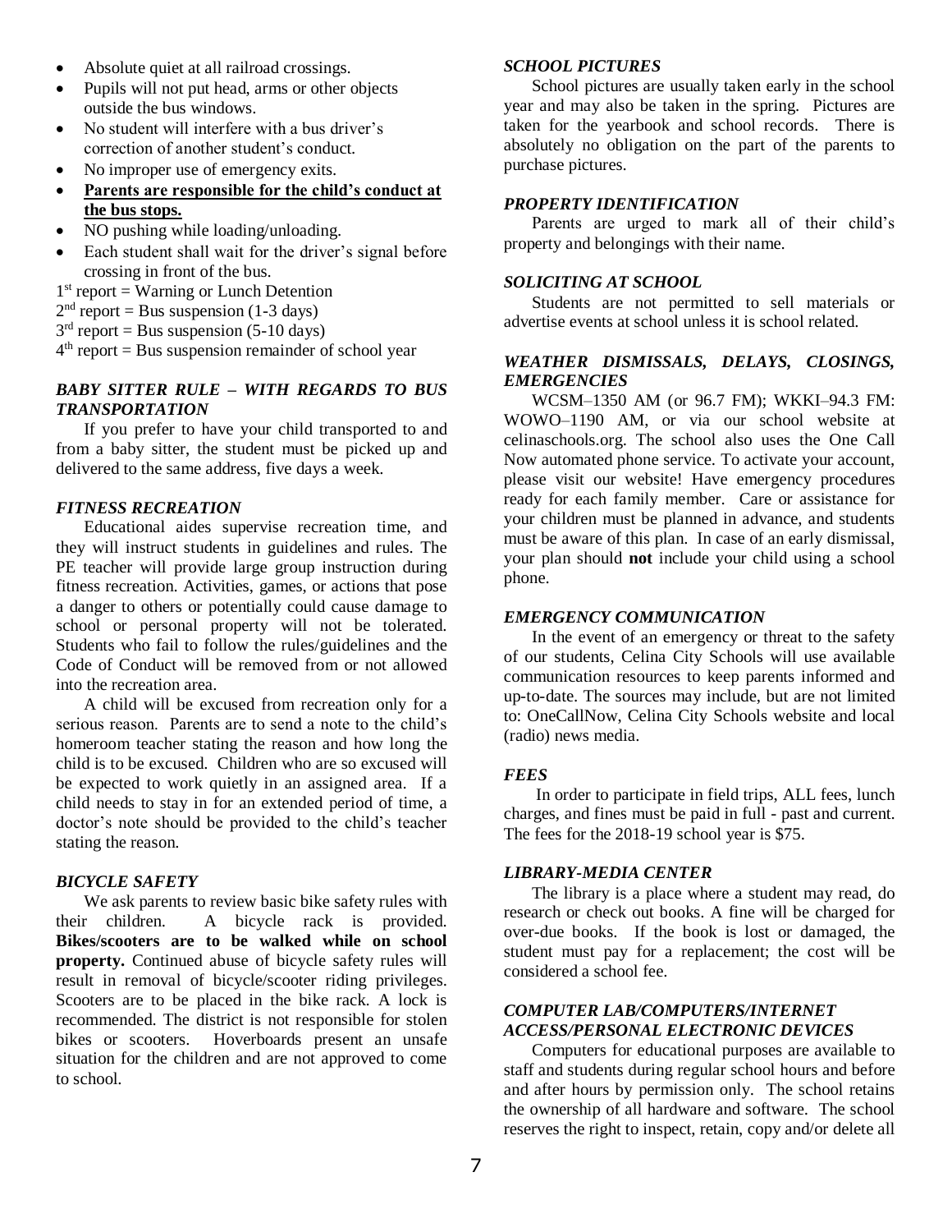- Absolute quiet at all railroad crossings.
- Pupils will not put head, arms or other objects outside the bus windows.
- No student will interfere with a bus driver's correction of another student's conduct.
- No improper use of emergency exits.
- **Parents are responsible for the child's conduct at the bus stops.**
- NO pushing while loading/unloading.
- Each student shall wait for the driver's signal before crossing in front of the bus.

1st report = Warning or Lunch Detention
2nd report = Bus suspension (1-3 days)
3rd report = Bus suspension (5-10 days)
4th report = Bus suspension remainder of school year

### *BABY SITTER RULE – WITH REGARDS TO BUS TRANSPORTATION*

If you prefer to have your child transported to and from a baby sitter, the student must be picked up and delivered to the same address, five days a week.

### *FITNESS RECREATION*

Educational aides supervise recreation time, and they will instruct students in guidelines and rules. The PE teacher will provide large group instruction during fitness recreation. Activities, games, or actions that pose a danger to others or potentially could cause damage to school or personal property will not be tolerated. Students who fail to follow the rules/guidelines and the Code of Conduct will be removed from or not allowed into the recreation area.

A child will be excused from recreation only for a serious reason. Parents are to send a note to the child's homeroom teacher stating the reason and how long the child is to be excused. Children who are so excused will be expected to work quietly in an assigned area. If a child needs to stay in for an extended period of time, a doctor's note should be provided to the child's teacher stating the reason.

### *BICYCLE SAFETY*

We ask parents to review basic bike safety rules with their children. A bicycle rack is provided. **Bikes/scooters are to be walked while on school property.** Continued abuse of bicycle safety rules will result in removal of bicycle/scooter riding privileges. Scooters are to be placed in the bike rack. A lock is recommended. The district is not responsible for stolen bikes or scooters. Hoverboards present an unsafe situation for the children and are not approved to come to school.

### *SCHOOL PICTURES*

School pictures are usually taken early in the school year and may also be taken in the spring. Pictures are taken for the yearbook and school records. There is absolutely no obligation on the part of the parents to purchase pictures.

### *PROPERTY IDENTIFICATION*

Parents are urged to mark all of their child's property and belongings with their name.

### *SOLICITING AT SCHOOL*

Students are not permitted to sell materials or advertise events at school unless it is school related.

### *WEATHER DISMISSALS, DELAYS, CLOSINGS, EMERGENCIES*

WCSM–1350 AM (or 96.7 FM); WKKI–94.3 FM: WOWO–1190 AM, or via our school website at celinaschools.org. The school also uses the One Call Now automated phone service. To activate your account, please visit our website! Have emergency procedures ready for each family member. Care or assistance for your children must be planned in advance, and students must be aware of this plan. In case of an early dismissal, your plan should **not** include your child using a school phone.

### *EMERGENCY COMMUNICATION*

In the event of an emergency or threat to the safety of our students, Celina City Schools will use available communication resources to keep parents informed and up-to-date. The sources may include, but are not limited to: OneCallNow, Celina City Schools website and local (radio) news media.

### *FEES*

In order to participate in field trips, ALL fees, lunch charges, and fines must be paid in full - past and current. The fees for the 2018-19 school year is $75.

### *LIBRARY-MEDIA CENTER*

The library is a place where a student may read, do research or check out books. A fine will be charged for over-due books. If the book is lost or damaged, the student must pay for a replacement; the cost will be considered a school fee.

### *COMPUTER LAB/COMPUTERS/INTERNET ACCESS/PERSONAL ELECTRONIC DEVICES*

Computers for educational purposes are available to staff and students during regular school hours and before and after hours by permission only. The school retains the ownership of all hardware and software. The school reserves the right to inspect, retain, copy and/or delete all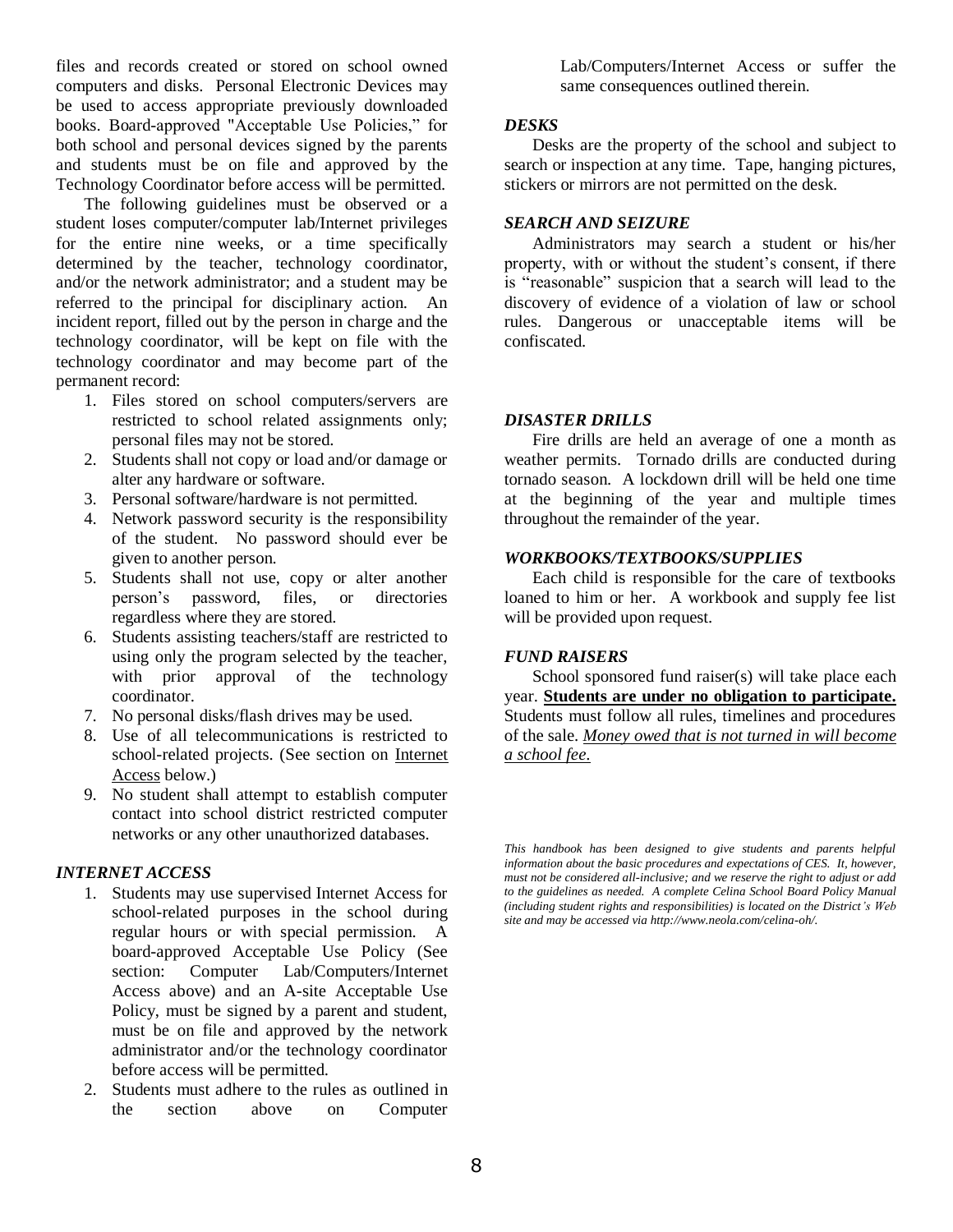files and records created or stored on school owned computers and disks. Personal Electronic Devices may be used to access appropriate previously downloaded books. Board-approved "Acceptable Use Policies," for both school and personal devices signed by the parents and students must be on file and approved by the Technology Coordinator before access will be permitted.

The following guidelines must be observed or a student loses computer/computer lab/Internet privileges for the entire nine weeks, or a time specifically determined by the teacher, technology coordinator, and/or the network administrator; and a student may be referred to the principal for disciplinary action. An incident report, filled out by the person in charge and the technology coordinator, will be kept on file with the technology coordinator and may become part of the permanent record:

1. Files stored on school computers/servers are restricted to school related assignments only; personal files may not be stored.
2. Students shall not copy or load and/or damage or alter any hardware or software.
3. Personal software/hardware is not permitted.
4. Network password security is the responsibility of the student. No password should ever be given to another person.
5. Students shall not use, copy or alter another person's password, files, or directories regardless where they are stored.
6. Students assisting teachers/staff are restricted to using only the program selected by the teacher, with prior approval of the technology coordinator.
7. No personal disks/flash drives may be used.
8. Use of all telecommunications is restricted to school-related projects. (See section on Internet Access below.)
9. No student shall attempt to establish computer contact into school district restricted computer networks or any other unauthorized databases.

### *INTERNET ACCESS*

1. Students may use supervised Internet Access for school-related purposes in the school during regular hours or with special permission. A board-approved Acceptable Use Policy (See section: Computer Lab/Computers/Internet Access above) and an A-site Acceptable Use Policy, must be signed by a parent and student, must be on file and approved by the network administrator and/or the technology coordinator before access will be permitted.
2. Students must adhere to the rules as outlined in the section above on Computer Lab/Computers/Internet Access or suffer the same consequences outlined therein.

### *DESKS*

Desks are the property of the school and subject to search or inspection at any time. Tape, hanging pictures, stickers or mirrors are not permitted on the desk.

### *SEARCH AND SEIZURE*

Administrators may search a student or his/her property, with or without the student's consent, if there is "reasonable" suspicion that a search will lead to the discovery of evidence of a violation of law or school rules. Dangerous or unacceptable items will be confiscated.

### *DISASTER DRILLS*

Fire drills are held an average of one a month as weather permits. Tornado drills are conducted during tornado season. A lockdown drill will be held one time at the beginning of the year and multiple times throughout the remainder of the year.

### *WORKBOOKS/TEXTBOOKS/SUPPLIES*

Each child is responsible for the care of textbooks loaned to him or her. A workbook and supply fee list will be provided upon request.

### *FUND RAISERS*

School sponsored fund raiser(s) will take place each year. **Students are under no obligation to participate.** Students must follow all rules, timelines and procedures of the sale. *Money owed that is not turned in will become a school fee.*

*This handbook has been designed to give students and parents helpful information about the basic procedures and expectations of CES. It, however, must not be considered all-inclusive; and we reserve the right to adjust or add to the guidelines as needed. A complete Celina School Board Policy Manual (including student rights and responsibilities) is located on the District's Web site and may be accessed via http://www.neola.com/celina-oh/.*